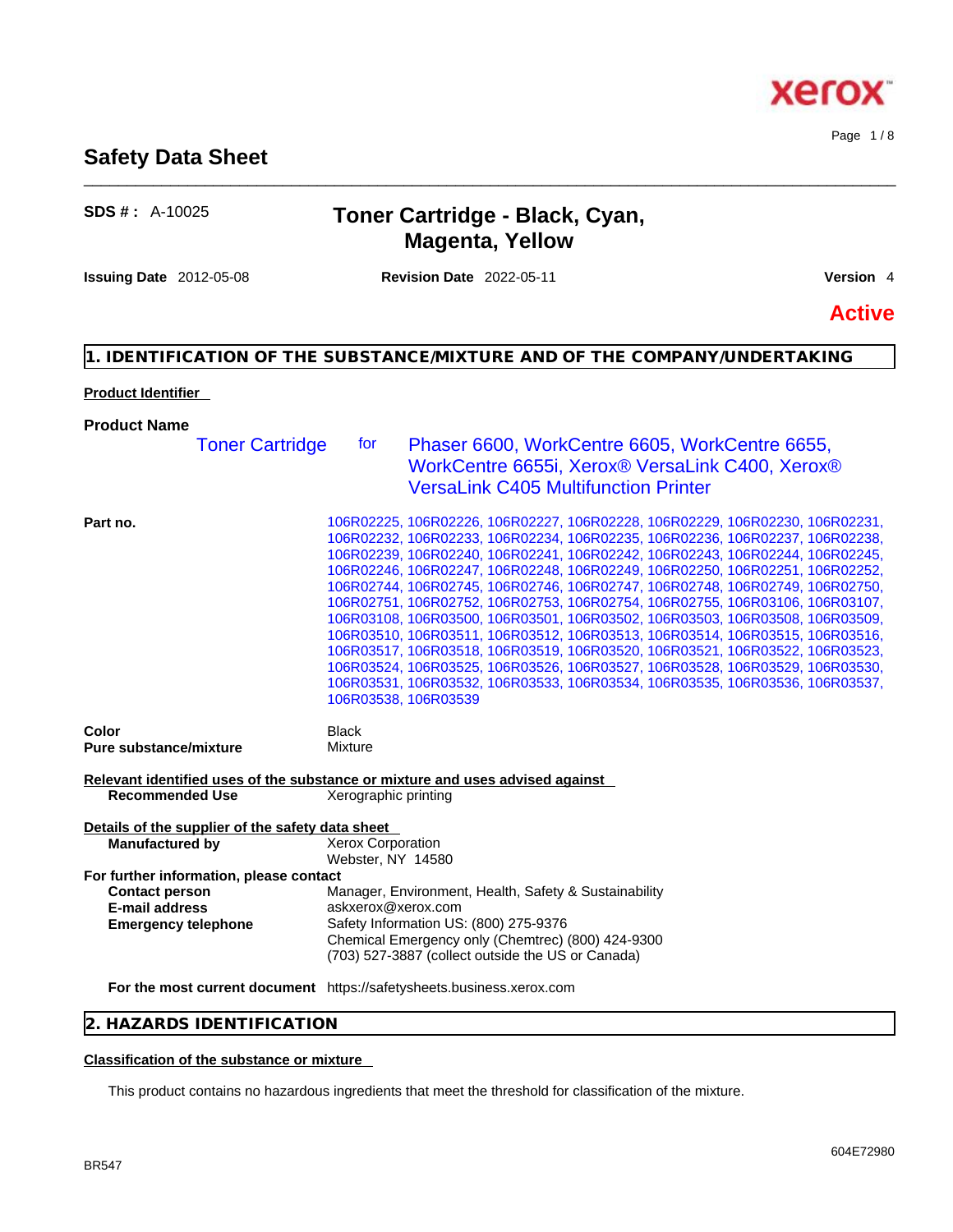# Safety Data Sheet

**SDS # :** A-10025

## Toner Cartridge - Black, Cyan, Magenta, Yellow

**Issuing Date** 2012-05-08 **Revision Date** 2022-05-11 **Version** 4

**Active**

## 1. IDENTIFICATION OF THE SUBSTANCE/MIXTURE AND OF THE COMPANY/UNDERTAKING

**Product Identifier**

**Product Name**

Toner Cartridge for Phaser 6600, WorkCentre 6605, WorkCentre 6655, WorkCentre 6655i, Xerox® VersaLink C400, Xerox® VersaLink C405 Multifunction Printer

**Part no.** 106R02225, 106R02226, 106R02227, 106R02228, 106R02229, 106R02230, 106R02231, 106R02232, 106R02233, 106R02234, 106R02235, 106R02236, 106R02237, 106R02238, 106R02239, 106R02240, 106R02241, 106R02242, 106R02243, 106R02244, 106R02245, 106R02246, 106R02247, 106R02248, 106R02249, 106R02250, 106R02251, 106R02252, 106R02744, 106R02745, 106R02746, 106R02747, 106R02748, 106R02749, 106R02750, 106R02751, 106R02752, 106R02753, 106R02754, 106R02755, 106R03106, 106R03107, 106R03108, 106R03500, 106R03501, 106R03502, 106R03503, 106R03508, 106R03509, 106R03510, 106R03511, 106R03512, 106R03513, 106R03514, 106R03515, 106R03516, 106R03517, 106R03518, 106R03519, 106R03520, 106R03521, 106R03522, 106R03523, 106R03524, 106R03525, 106R03526, 106R03527, 106R03528, 106R03529, 106R03530, 106R03531, 106R03532, 106R03533, 106R03534, 106R03535, 106R03536, 106R03537, 106R03538, 106R03539

**Color** Black
**Pure substance/mixture** Mixture

**Relevant identified uses of the substance or mixture and uses advised against**

**Recommended Use** Xerographic printing

**Details of the supplier of the safety data sheet**

**Manufactured by** Xerox Corporation
Webster, NY 14580

**For further information, please contact**

**Contact person** Manager, Environment, Health, Safety & Sustainability
**E-mail address** askxerox@xerox.com
**Emergency telephone** Safety Information US: (800) 275-9376
Chemical Emergency only (Chemtrec) (800) 424-9300
(703) 527-3887 (collect outside the US or Canada)

**For the most current document** https://safetysheets.business.xerox.com

## 2. HAZARDS IDENTIFICATION

**Classification of the substance or mixture**

This product contains no hazardous ingredients that meet the threshold for classification of the mixture.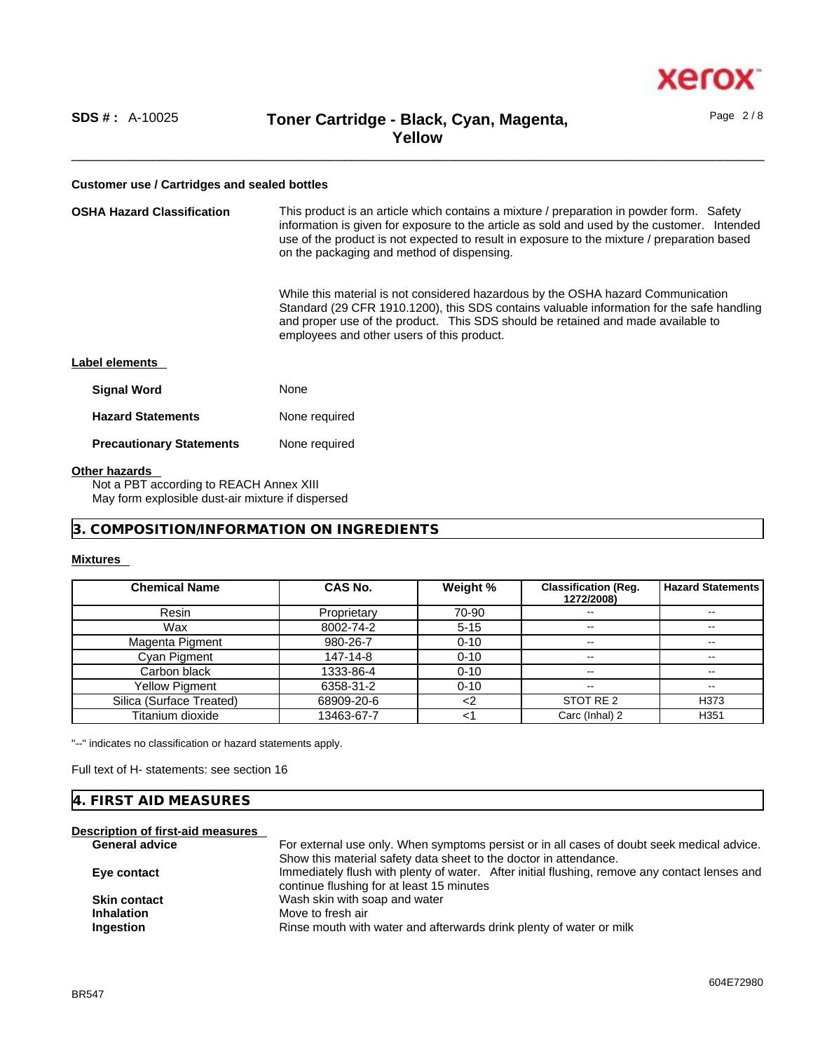**Customer use / Cartridges and sealed bottles**

**OSHA Hazard Classification**

This product is an article which contains a mixture / preparation in powder form. Safety information is given for exposure to the article as sold and used by the customer. Intended use of the product is not expected to result in exposure to the mixture / preparation based on the packaging and method of dispensing.

While this material is not considered hazardous by the OSHA hazard Communication Standard (29 CFR 1910.1200), this SDS contains valuable information for the safe handling and proper use of the product. This SDS should be retained and made available to employees and other users of this product.

**Label elements**

| | |
|---|---|
| **Signal Word** | None |
| **Hazard Statements** | None required |
| **Precautionary Statements** | None required |

**Other hazards**

Not a PBT according to REACH Annex XIII
May form explosible dust-air mixture if dispersed

## 3. COMPOSITION/INFORMATION ON INGREDIENTS

**Mixtures**

| Chemical Name | CAS No. | Weight % | Classification (Reg. 1272/2008) | Hazard Statements |
|---|---|---|---|---|
| Resin | Proprietary | 70-90 | -- | -- |
| Wax | 8002-74-2 | 5-15 | -- | -- |
| Magenta Pigment | 980-26-7 | 0-10 | -- | -- |
| Cyan Pigment | 147-14-8 | 0-10 | -- | -- |
| Carbon black | 1333-86-4 | 0-10 | -- | -- |
| Yellow Pigment | 6358-31-2 | 0-10 | -- | -- |
| Silica (Surface Treated) | 68909-20-6 | <2 | STOT RE 2 | H373 |
| Titanium dioxide | 13463-67-7 | <1 | Carc (Inhal) 2 | H351 |

"--" indicates no classification or hazard statements apply.

Full text of H- statements: see section 16

## 4. FIRST AID MEASURES

**Description of first-aid measures**

| | |
|---|---|
| **General advice** | For external use only. When symptoms persist or in all cases of doubt seek medical advice. Show this material safety data sheet to the doctor in attendance. |
| **Eye contact** | Immediately flush with plenty of water. After initial flushing, remove any contact lenses and continue flushing for at least 15 minutes |
| **Skin contact** | Wash skin with soap and water |
| **Inhalation** | Move to fresh air |
| **Ingestion** | Rinse mouth with water and afterwards drink plenty of water or milk |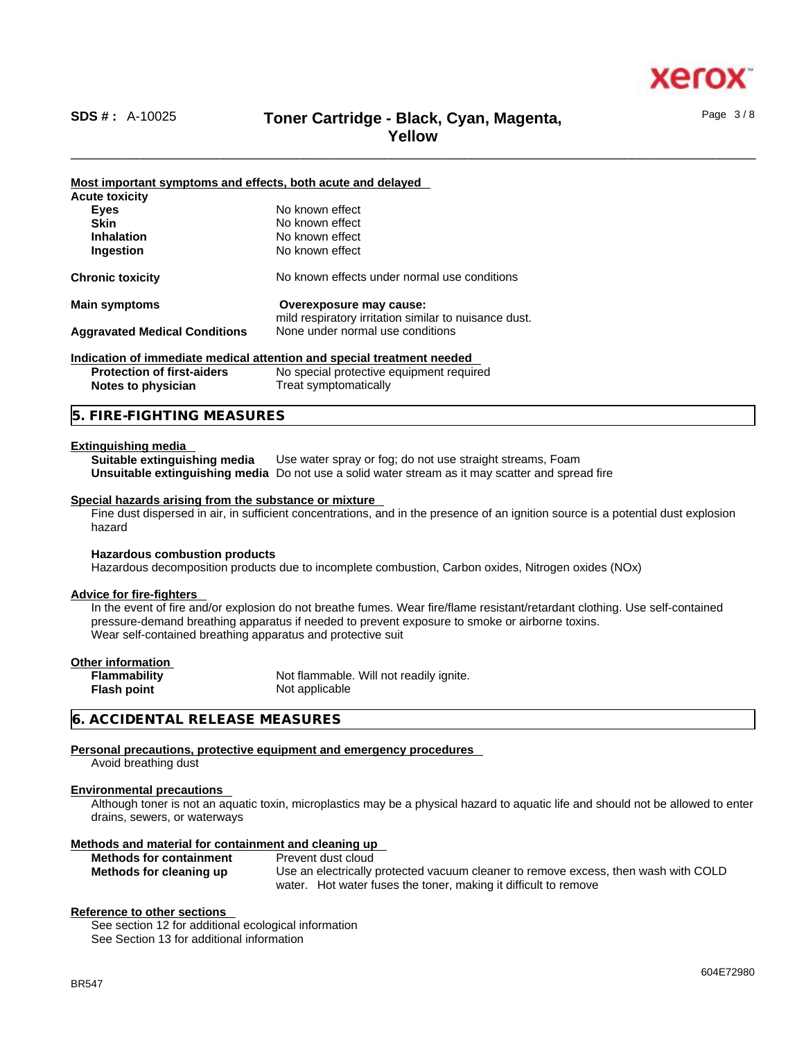#### Most important symptoms and effects, both acute and delayed

**Acute toxicity**

| | |
|---|---|
| **Eyes** | No known effect |
| **Skin** | No known effect |
| **Inhalation** | No known effect |
| **Ingestion** | No known effect |

| | |
|---|---|
| **Chronic toxicity** | No known effects under normal use conditions |
| **Main symptoms** | **Overexposure may cause:** mild respiratory irritation similar to nuisance dust. |
| **Aggravated Medical Conditions** | None under normal use conditions |

#### Indication of immediate medical attention and special treatment needed

| | |
|---|---|
| **Protection of first-aiders** | No special protective equipment required |
| **Notes to physician** | Treat symptomatically |

## 5. FIRE-FIGHTING MEASURES

#### Extinguishing media

| | |
|---|---|
| **Suitable extinguishing media** | Use water spray or fog; do not use straight streams, Foam |
| **Unsuitable extinguishing media** | Do not use a solid water stream as it may scatter and spread fire |

#### Special hazards arising from the substance or mixture

Fine dust dispersed in air, in sufficient concentrations, and in the presence of an ignition source is a potential dust explosion hazard

**Hazardous combustion products**

Hazardous decomposition products due to incomplete combustion, Carbon oxides, Nitrogen oxides (NOx)

#### Advice for fire-fighters

In the event of fire and/or explosion do not breathe fumes. Wear fire/flame resistant/retardant clothing. Use self-contained pressure-demand breathing apparatus if needed to prevent exposure to smoke or airborne toxins.
Wear self-contained breathing apparatus and protective suit

#### Other information

| | |
|---|---|
| **Flammability** | Not flammable. Will not readily ignite. |
| **Flash point** | Not applicable |

## 6. ACCIDENTAL RELEASE MEASURES

#### Personal precautions, protective equipment and emergency procedures

Avoid breathing dust

#### Environmental precautions

Although toner is not an aquatic toxin, microplastics may be a physical hazard to aquatic life and should not be allowed to enter drains, sewers, or waterways

#### Methods and material for containment and cleaning up

| | |
|---|---|
| **Methods for containment** | Prevent dust cloud |
| **Methods for cleaning up** | Use an electrically protected vacuum cleaner to remove excess, then wash with COLD water. Hot water fuses the toner, making it difficult to remove |

#### Reference to other sections

See section 12 for additional ecological information
See Section 13 for additional information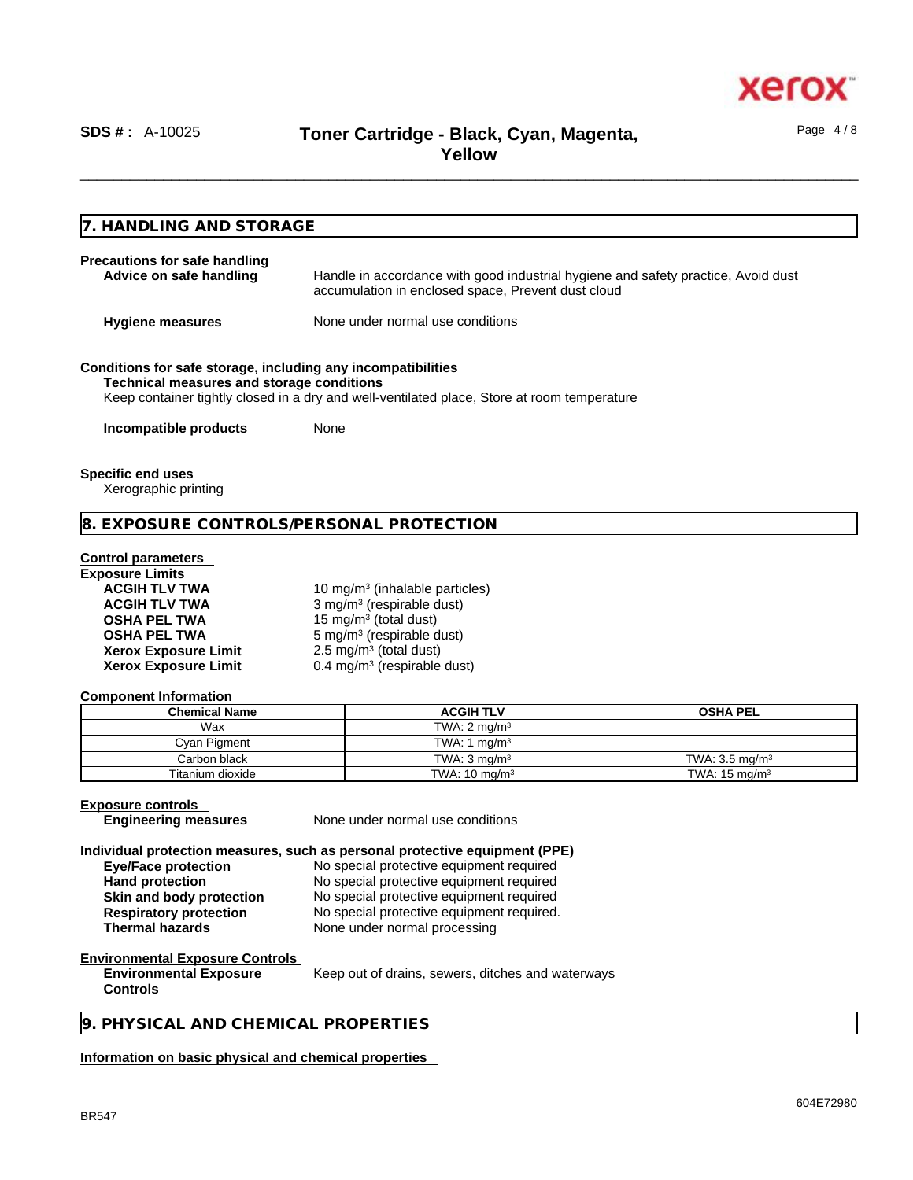## 7. HANDLING AND STORAGE

**Precautions for safe handling**

**Advice on safe handling** Handle in accordance with good industrial hygiene and safety practice, Avoid dust accumulation in enclosed space, Prevent dust cloud

**Hygiene measures** None under normal use conditions

**Conditions for safe storage, including any incompatibilities**

**Technical measures and storage conditions**

Keep container tightly closed in a dry and well-ventilated place, Store at room temperature

**Incompatible products** None

**Specific end uses**

Xerographic printing

## 8. EXPOSURE CONTROLS/PERSONAL PROTECTION

**Control parameters**

**Exposure Limits**

| | |
|---|---|
| **ACGIH TLV TWA** | 10 mg/m³ (inhalable particles) |
| **ACGIH TLV TWA** | 3 mg/m³ (respirable dust) |
| **OSHA PEL TWA** | 15 mg/m³ (total dust) |
| **OSHA PEL TWA** | 5 mg/m³ (respirable dust) |
| **Xerox Exposure Limit** | 2.5 mg/m³ (total dust) |
| **Xerox Exposure Limit** | 0.4 mg/m³ (respirable dust) |

**Component Information**

| Chemical Name | ACGIH TLV | OSHA PEL |
|---|---|---|
| Wax | TWA: 2 mg/m³ | |
| Cyan Pigment | TWA: 1 mg/m³ | |
| Carbon black | TWA: 3 mg/m³ | TWA: 3.5 mg/m³ |
| Titanium dioxide | TWA: 10 mg/m³ | TWA: 15 mg/m³ |

**Exposure controls**

**Engineering measures** None under normal use conditions

**Individual protection measures, such as personal protective equipment (PPE)**

| | |
|---|---|
| **Eye/Face protection** | No special protective equipment required |
| **Hand protection** | No special protective equipment required |
| **Skin and body protection** | No special protective equipment required |
| **Respiratory protection** | No special protective equipment required. |
| **Thermal hazards** | None under normal processing |

**Environmental Exposure Controls**

**Environmental Exposure Controls** Keep out of drains, sewers, ditches and waterways

## 9. PHYSICAL AND CHEMICAL PROPERTIES

**Information on basic physical and chemical properties**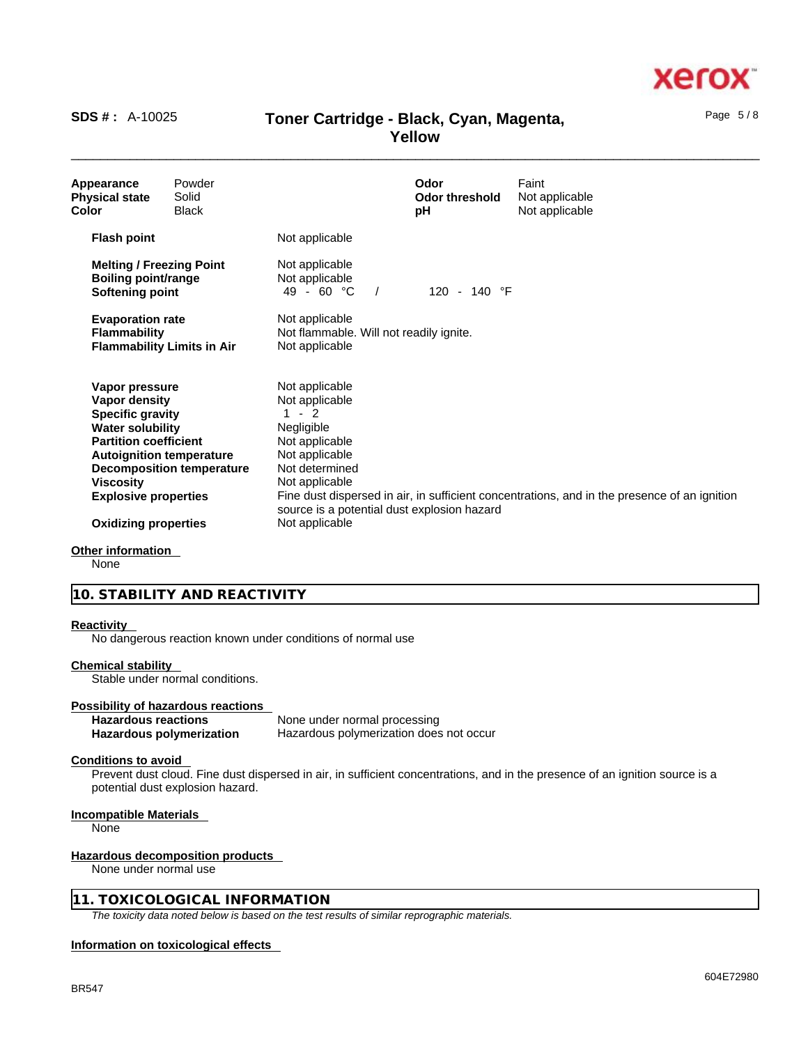| | | | |
|---|---|---|---|
| **Appearance** | Powder | **Odor** | Faint |
| **Physical state** | Solid | **Odor threshold** | Not applicable |
| **Color** | Black | **pH** | Not applicable |

| | |
|---|---|
| **Flash point** | Not applicable |
| **Melting / Freezing Point** | Not applicable |
| **Boiling point/range** | Not applicable |
| **Softening point** | 49 - 60 °C / 120 - 140 °F |
| **Evaporation rate** | Not applicable |
| **Flammability** | Not flammable. Will not readily ignite. |
| **Flammability Limits in Air** | Not applicable |
| **Vapor pressure** | Not applicable |
| **Vapor density** | Not applicable |
| **Specific gravity** | 1 - 2 |
| **Water solubility** | Negligible |
| **Partition coefficient** | Not applicable |
| **Autoignition temperature** | Not applicable |
| **Decomposition temperature** | Not determined |
| **Viscosity** | Not applicable |
| **Explosive properties** | Fine dust dispersed in air, in sufficient concentrations, and in the presence of an ignition source is a potential dust explosion hazard |
| **Oxidizing properties** | Not applicable |

**Other information**

None

## 10. STABILITY AND REACTIVITY

**Reactivity**

No dangerous reaction known under conditions of normal use

**Chemical stability**

Stable under normal conditions.

**Possibility of hazardous reactions**

| | |
|---|---|
| **Hazardous reactions** | None under normal processing |
| **Hazardous polymerization** | Hazardous polymerization does not occur |

**Conditions to avoid**

Prevent dust cloud. Fine dust dispersed in air, in sufficient concentrations, and in the presence of an ignition source is a potential dust explosion hazard.

**Incompatible Materials**

None

**Hazardous decomposition products**

None under normal use

## 11. TOXICOLOGICAL INFORMATION

*The toxicity data noted below is based on the test results of similar reprographic materials.*

**Information on toxicological effects**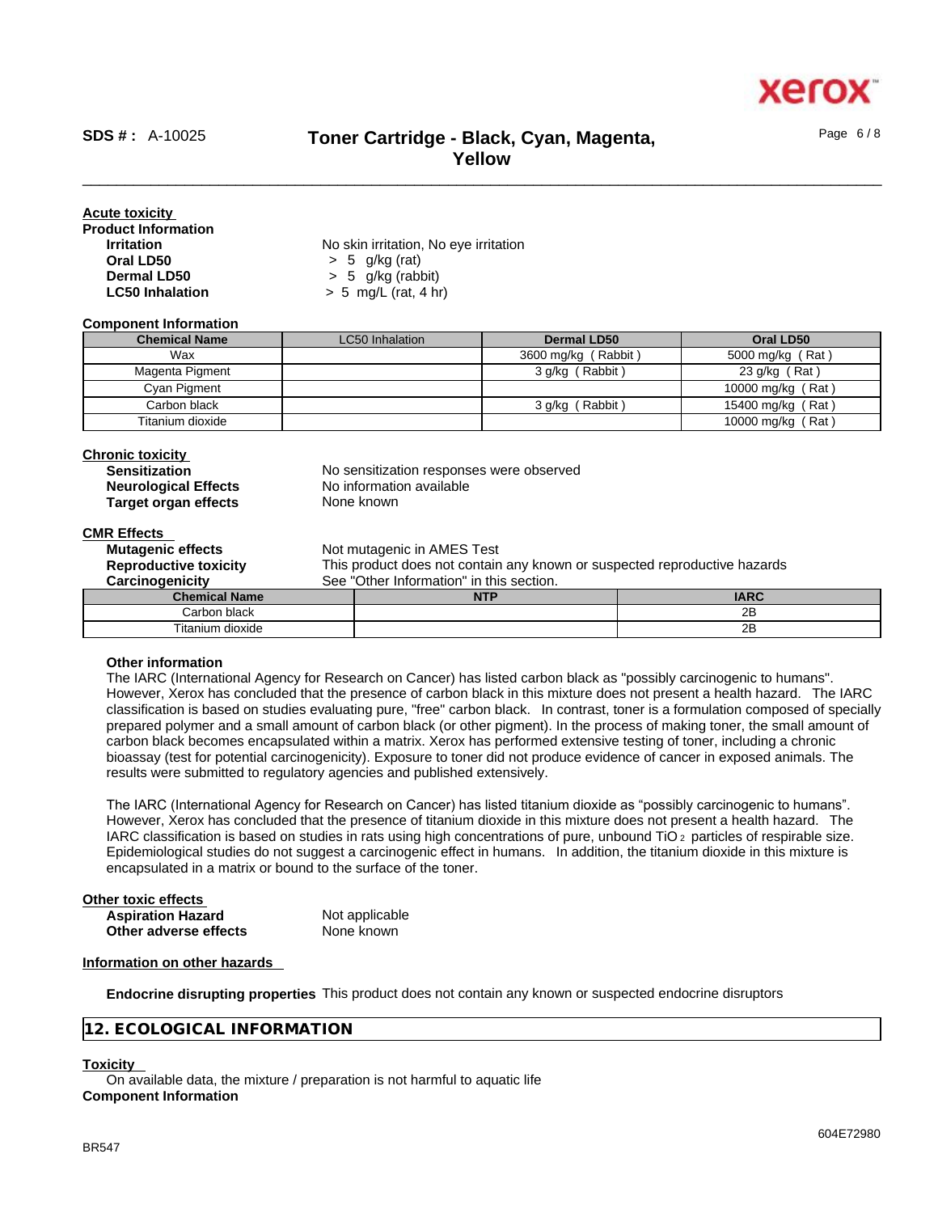**Acute toxicity**

**Product Information**

| | |
|---|---|
| **Irritation** | No skin irritation, No eye irritation |
| **Oral LD50** | > 5 g/kg (rat) |
| **Dermal LD50** | > 5 g/kg (rabbit) |
| **LC50 Inhalation** | > 5 mg/L (rat, 4 hr) |

**Component Information**

| Chemical Name | LC50 Inhalation | Dermal LD50 | Oral LD50 |
|---|---|---|---|
| Wax | | 3600 mg/kg ( Rabbit ) | 5000 mg/kg ( Rat ) |
| Magenta Pigment | | 3 g/kg ( Rabbit ) | 23 g/kg ( Rat ) |
| Cyan Pigment | | | 10000 mg/kg ( Rat ) |
| Carbon black | | 3 g/kg ( Rabbit ) | 15400 mg/kg ( Rat ) |
| Titanium dioxide | | | 10000 mg/kg ( Rat ) |

**Chronic toxicity**

| | |
|---|---|
| **Sensitization** | No sensitization responses were observed |
| **Neurological Effects** | No information available |
| **Target organ effects** | None known |

**CMR Effects**

| | |
|---|---|
| **Mutagenic effects** | Not mutagenic in AMES Test |
| **Reproductive toxicity** | This product does not contain any known or suspected reproductive hazards |
| **Carcinogenicity** | See "Other Information" in this section. |

| Chemical Name | NTP | IARC |
|---|---|---|
| Carbon black | | 2B |
| Titanium dioxide | | 2B |

**Other information**

The IARC (International Agency for Research on Cancer) has listed carbon black as "possibly carcinogenic to humans". However, Xerox has concluded that the presence of carbon black in this mixture does not present a health hazard. The IARC classification is based on studies evaluating pure, "free" carbon black. In contrast, toner is a formulation composed of specially prepared polymer and a small amount of carbon black (or other pigment). In the process of making toner, the small amount of carbon black becomes encapsulated within a matrix. Xerox has performed extensive testing of toner, including a chronic bioassay (test for potential carcinogenicity). Exposure to toner did not produce evidence of cancer in exposed animals. The results were submitted to regulatory agencies and published extensively.

The IARC (International Agency for Research on Cancer) has listed titanium dioxide as "possibly carcinogenic to humans". However, Xerox has concluded that the presence of titanium dioxide in this mixture does not present a health hazard. The IARC classification is based on studies in rats using high concentrations of pure, unbound $TiO_2$ particles of respirable size. Epidemiological studies do not suggest a carcinogenic effect in humans. In addition, the titanium dioxide in this mixture is encapsulated in a matrix or bound to the surface of the toner.

**Other toxic effects**

| | |
|---|---|
| **Aspiration Hazard** | Not applicable |
| **Other adverse effects** | None known |

**Information on other hazards**

**Endocrine disrupting properties** This product does not contain any known or suspected endocrine disruptors

## 12. ECOLOGICAL INFORMATION

**Toxicity**

On available data, the mixture / preparation is not harmful to aquatic life

**Component Information**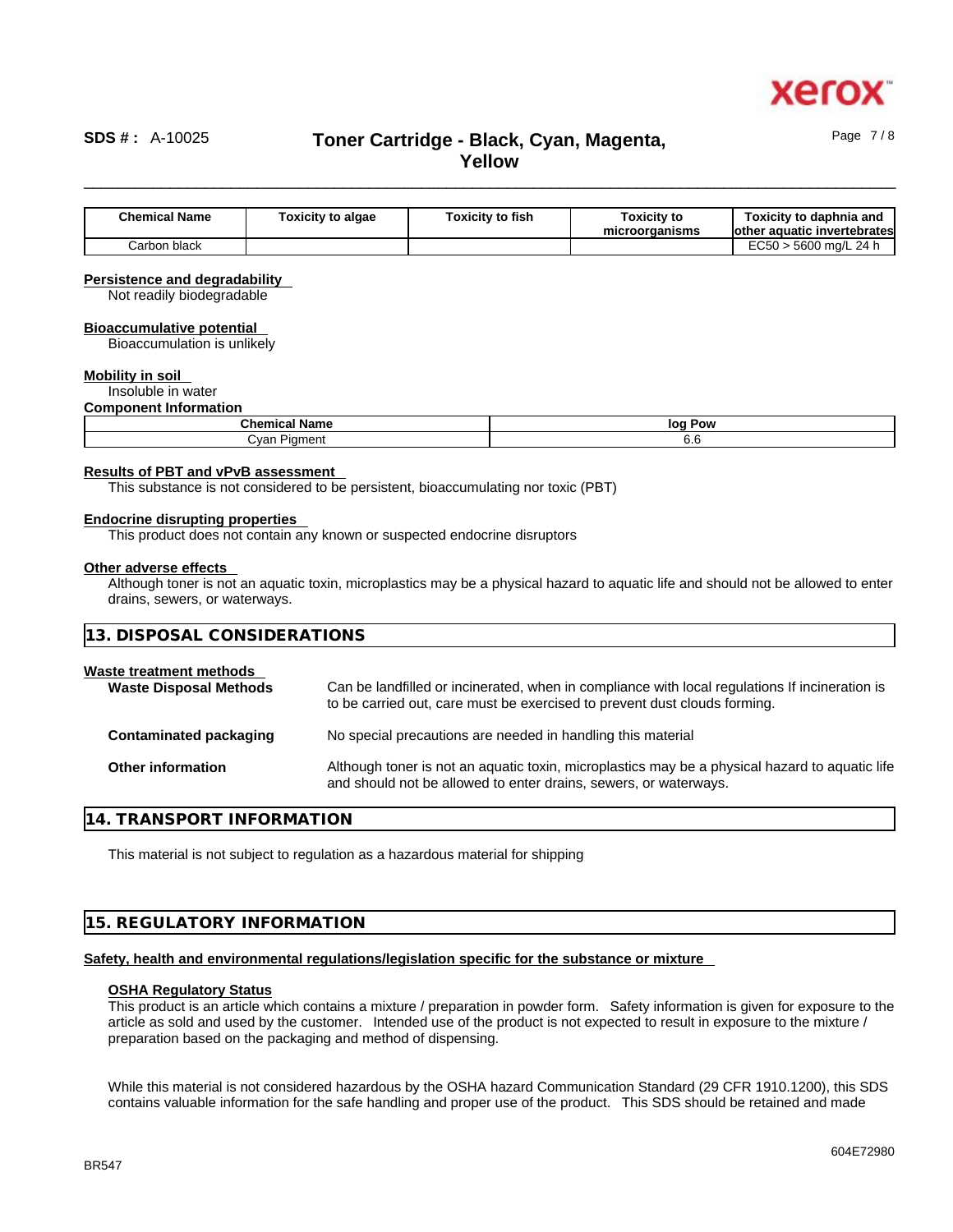| Chemical Name | Toxicity to algae | Toxicity to fish | Toxicity to microorganisms | Toxicity to daphnia and other aquatic invertebrates |
|---|---|---|---|---|
| Carbon black | | | | EC50 > 5600 mg/L 24 h |

**Persistence and degradability**

Not readily biodegradable

**Bioaccumulative potential**

Bioaccumulation is unlikely

**Mobility in soil**

Insoluble in water

**Component Information**

| Chemical Name | log Pow |
|---|---|
| Cyan Pigment | 6.6 |

**Results of PBT and vPvB assessment**

This substance is not considered to be persistent, bioaccumulating nor toxic (PBT)

**Endocrine disrupting properties**

This product does not contain any known or suspected endocrine disruptors

**Other adverse effects**

Although toner is not an aquatic toxin, microplastics may be a physical hazard to aquatic life and should not be allowed to enter drains, sewers, or waterways.

## 13. DISPOSAL CONSIDERATIONS

**Waste treatment methods**

**Waste Disposal Methods** Can be landfilled or incinerated, when in compliance with local regulations If incineration is to be carried out, care must be exercised to prevent dust clouds forming.

**Contaminated packaging** No special precautions are needed in handling this material

**Other information** Although toner is not an aquatic toxin, microplastics may be a physical hazard to aquatic life and should not be allowed to enter drains, sewers, or waterways.

## 14. TRANSPORT INFORMATION

This material is not subject to regulation as a hazardous material for shipping

## 15. REGULATORY INFORMATION

**Safety, health and environmental regulations/legislation specific for the substance or mixture**

**OSHA Regulatory Status**

This product is an article which contains a mixture / preparation in powder form. Safety information is given for exposure to the article as sold and used by the customer. Intended use of the product is not expected to result in exposure to the mixture / preparation based on the packaging and method of dispensing.

While this material is not considered hazardous by the OSHA hazard Communication Standard (29 CFR 1910.1200), this SDS contains valuable information for the safe handling and proper use of the product. This SDS should be retained and made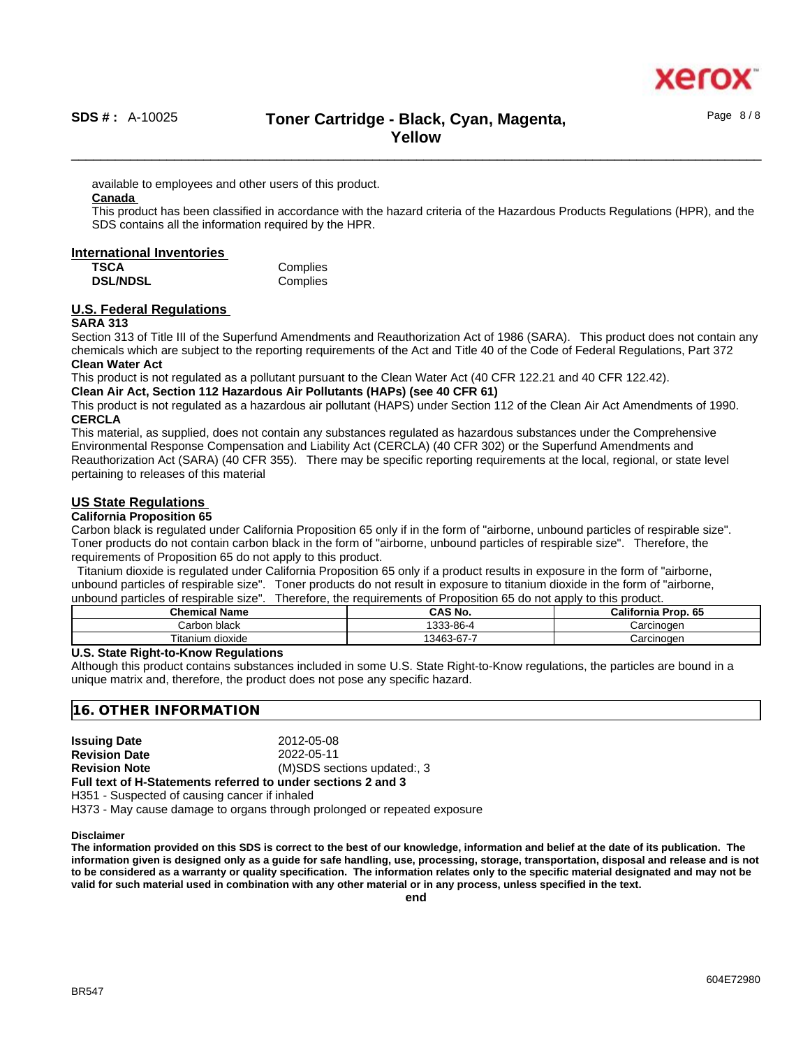available to employees and other users of this product.

**Canada**

This product has been classified in accordance with the hazard criteria of the Hazardous Products Regulations (HPR), and the SDS contains all the information required by the HPR.

## International Inventories

| | |
|---|---|
| **TSCA** | Complies |
| **DSL/NDSL** | Complies |

## U.S. Federal Regulations

**SARA 313**

Section 313 of Title III of the Superfund Amendments and Reauthorization Act of 1986 (SARA). This product does not contain any chemicals which are subject to the reporting requirements of the Act and Title 40 of the Code of Federal Regulations, Part 372

**Clean Water Act**

This product is not regulated as a pollutant pursuant to the Clean Water Act (40 CFR 122.21 and 40 CFR 122.42).

**Clean Air Act, Section 112 Hazardous Air Pollutants (HAPs) (see 40 CFR 61)**

This product is not regulated as a hazardous air pollutant (HAPS) under Section 112 of the Clean Air Act Amendments of 1990.

**CERCLA**

This material, as supplied, does not contain any substances regulated as hazardous substances under the Comprehensive Environmental Response Compensation and Liability Act (CERCLA) (40 CFR 302) or the Superfund Amendments and Reauthorization Act (SARA) (40 CFR 355). There may be specific reporting requirements at the local, regional, or state level pertaining to releases of this material

## US State Regulations

**California Proposition 65**

Carbon black is regulated under California Proposition 65 only if in the form of "airborne, unbound particles of respirable size". Toner products do not contain carbon black in the form of "airborne, unbound particles of respirable size". Therefore, the requirements of Proposition 65 do not apply to this product.

Titanium dioxide is regulated under California Proposition 65 only if a product results in exposure in the form of "airborne, unbound particles of respirable size". Toner products do not result in exposure to titanium dioxide in the form of "airborne, unbound particles of respirable size". Therefore, the requirements of Proposition 65 do not apply to this product.

| Chemical Name | CAS No. | California Prop. 65 |
|---|---|---|
| Carbon black | 1333-86-4 | Carcinogen |
| Titanium dioxide | 13463-67-7 | Carcinogen |

**U.S. State Right-to-Know Regulations**

Although this product contains substances included in some U.S. State Right-to-Know regulations, the particles are bound in a unique matrix and, therefore, the product does not pose any specific hazard.

# 16. OTHER INFORMATION

| | |
|---|---|
| **Issuing Date** | 2012-05-08 |
| **Revision Date** | 2022-05-11 |
| **Revision Note** | (M)SDS sections updated:, 3 |

**Full text of H-Statements referred to under sections 2 and 3**

H351 - Suspected of causing cancer if inhaled

H373 - May cause damage to organs through prolonged or repeated exposure

**Disclaimer**

**The information provided on this SDS is correct to the best of our knowledge, information and belief at the date of its publication. The information given is designed only as a guide for safe handling, use, processing, storage, transportation, disposal and release and is not to be considered as a warranty or quality specification. The information relates only to the specific material designated and may not be valid for such material used in combination with any other material or in any process, unless specified in the text.**

**end**